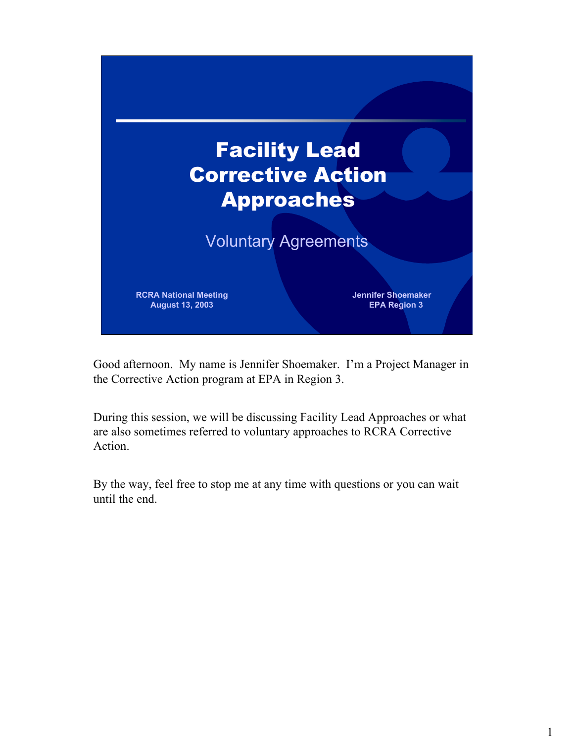# Facility Lead Corrective Action Approaches

## Voluntary Agreements

RCRA National Meeting
August 13, 2003

Jennifer Shoemaker
EPA Region 3

Good afternoon. My name is Jennifer Shoemaker. I'm a Project Manager in the Corrective Action program at EPA in Region 3.

During this session, we will be discussing Facility Lead Approaches or what are also sometimes referred to voluntary approaches to RCRA Corrective Action.

By the way, feel free to stop me at any time with questions or you can wait until the end.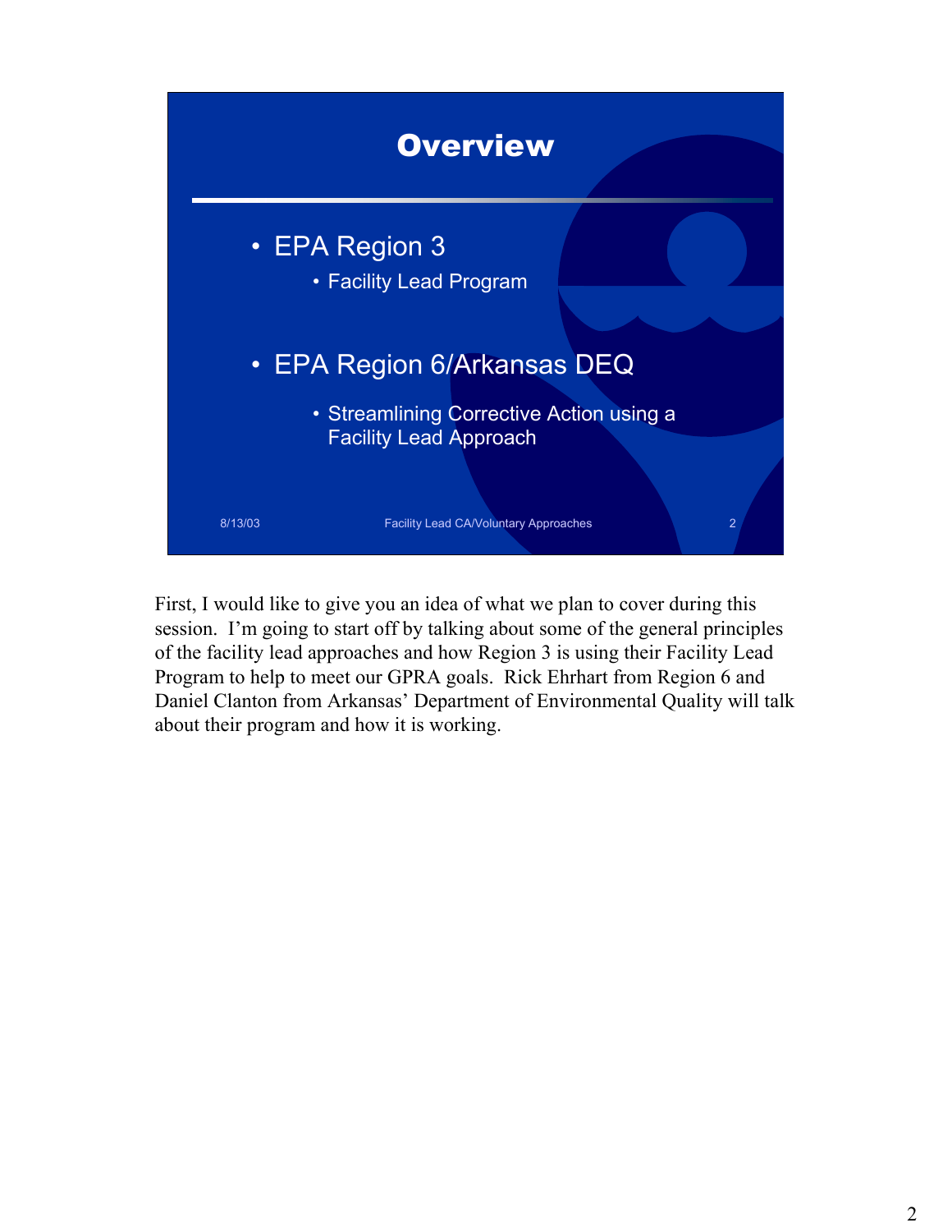## Overview

- EPA Region 3
  - Facility Lead Program
- EPA Region 6/Arkansas DEQ
  - Streamlining Corrective Action using a Facility Lead Approach

8/13/03 Facility Lead CA/Voluntary Approaches 2

First, I would like to give you an idea of what we plan to cover during this session. I'm going to start off by talking about some of the general principles of the facility lead approaches and how Region 3 is using their Facility Lead Program to help to meet our GPRA goals. Rick Ehrhart from Region 6 and Daniel Clanton from Arkansas' Department of Environmental Quality will talk about their program and how it is working.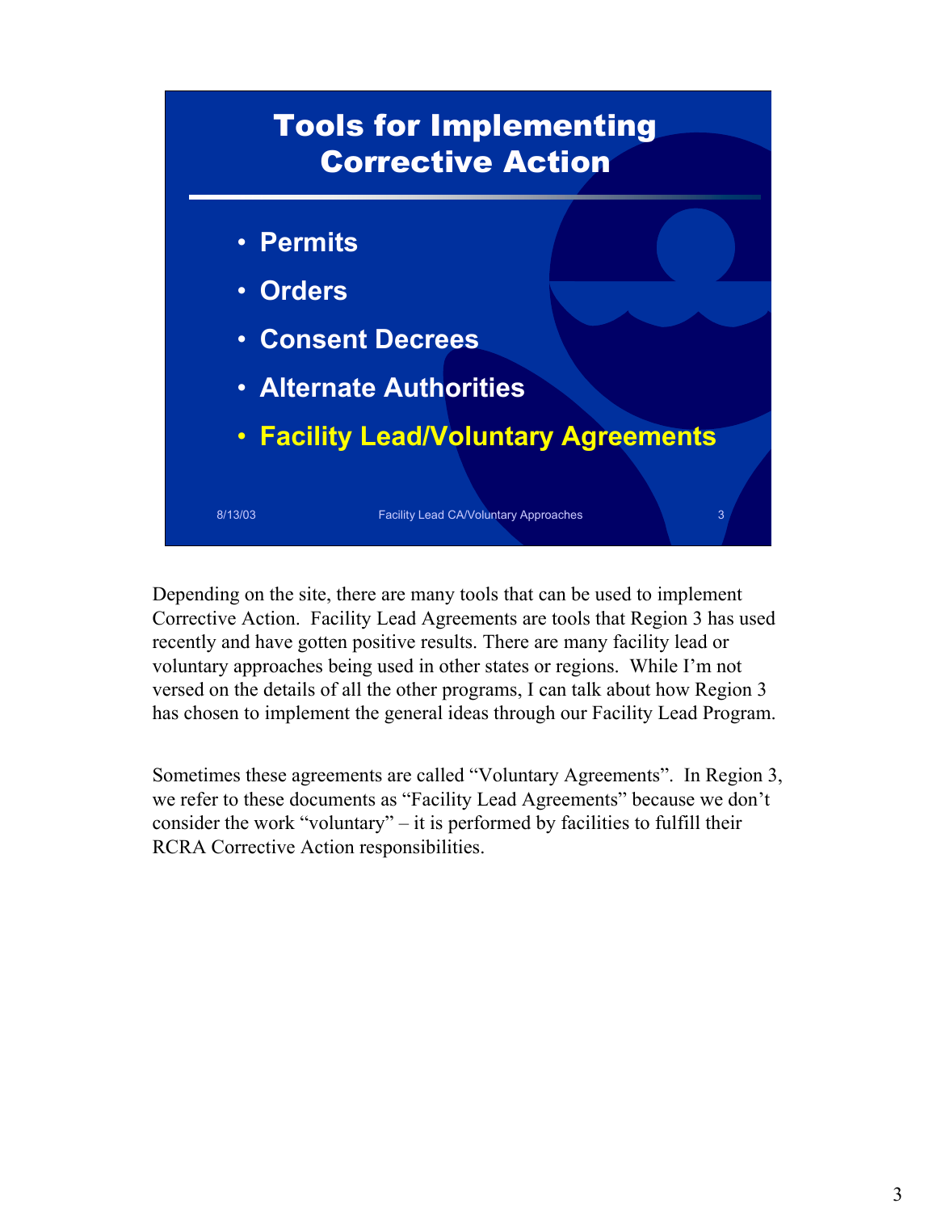## Tools for Implementing Corrective Action

- Permits
- Orders
- Consent Decrees
- Alternate Authorities
- **Facility Lead/Voluntary Agreements**

Depending on the site, there are many tools that can be used to implement Corrective Action. Facility Lead Agreements are tools that Region 3 has used recently and have gotten positive results. There are many facility lead or voluntary approaches being used in other states or regions. While I'm not versed on the details of all the other programs, I can talk about how Region 3 has chosen to implement the general ideas through our Facility Lead Program.

Sometimes these agreements are called "Voluntary Agreements". In Region 3, we refer to these documents as "Facility Lead Agreements" because we don't consider the work "voluntary" – it is performed by facilities to fulfill their RCRA Corrective Action responsibilities.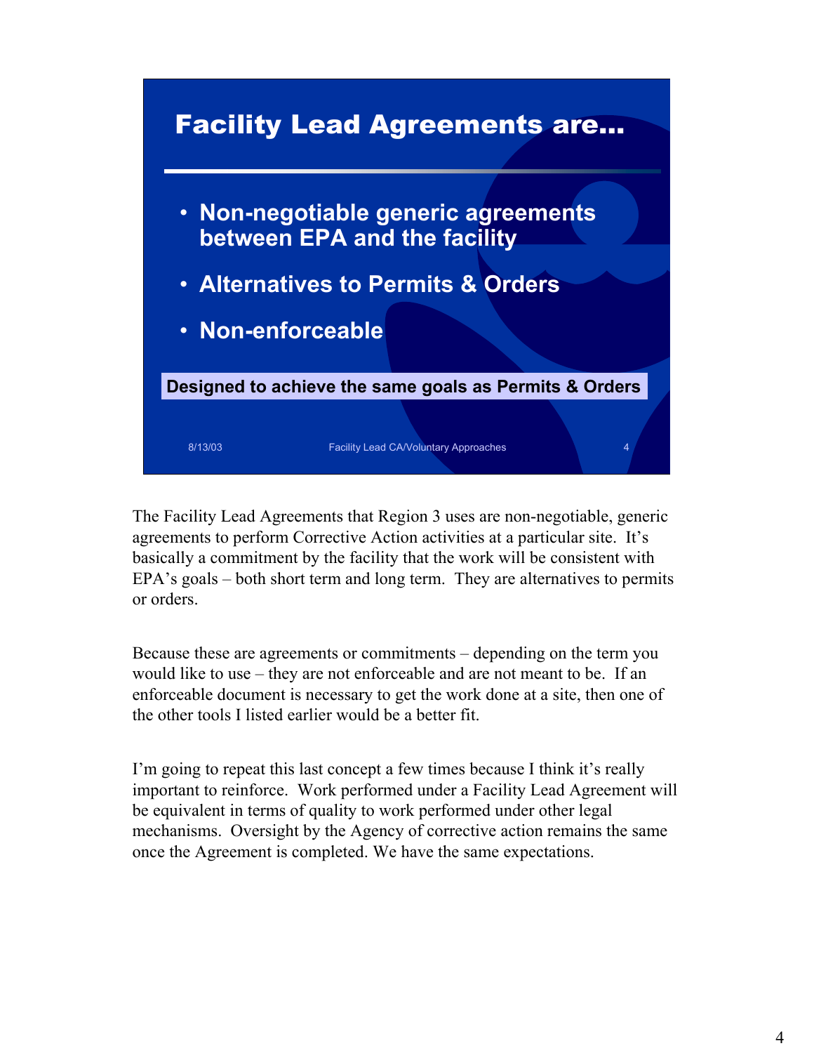## Facility Lead Agreements are…

- Non-negotiable generic agreements between EPA and the facility
- Alternatives to Permits & Orders
- Non-enforceable

**Designed to achieve the same goals as Permits & Orders**

8/13/03 Facility Lead CA/Voluntary Approaches 4

The Facility Lead Agreements that Region 3 uses are non-negotiable, generic agreements to perform Corrective Action activities at a particular site. It's basically a commitment by the facility that the work will be consistent with EPA's goals – both short term and long term. They are alternatives to permits or orders.

Because these are agreements or commitments – depending on the term you would like to use – they are not enforceable and are not meant to be. If an enforceable document is necessary to get the work done at a site, then one of the other tools I listed earlier would be a better fit.

I'm going to repeat this last concept a few times because I think it's really important to reinforce. Work performed under a Facility Lead Agreement will be equivalent in terms of quality to work performed under other legal mechanisms. Oversight by the Agency of corrective action remains the same once the Agreement is completed. We have the same expectations.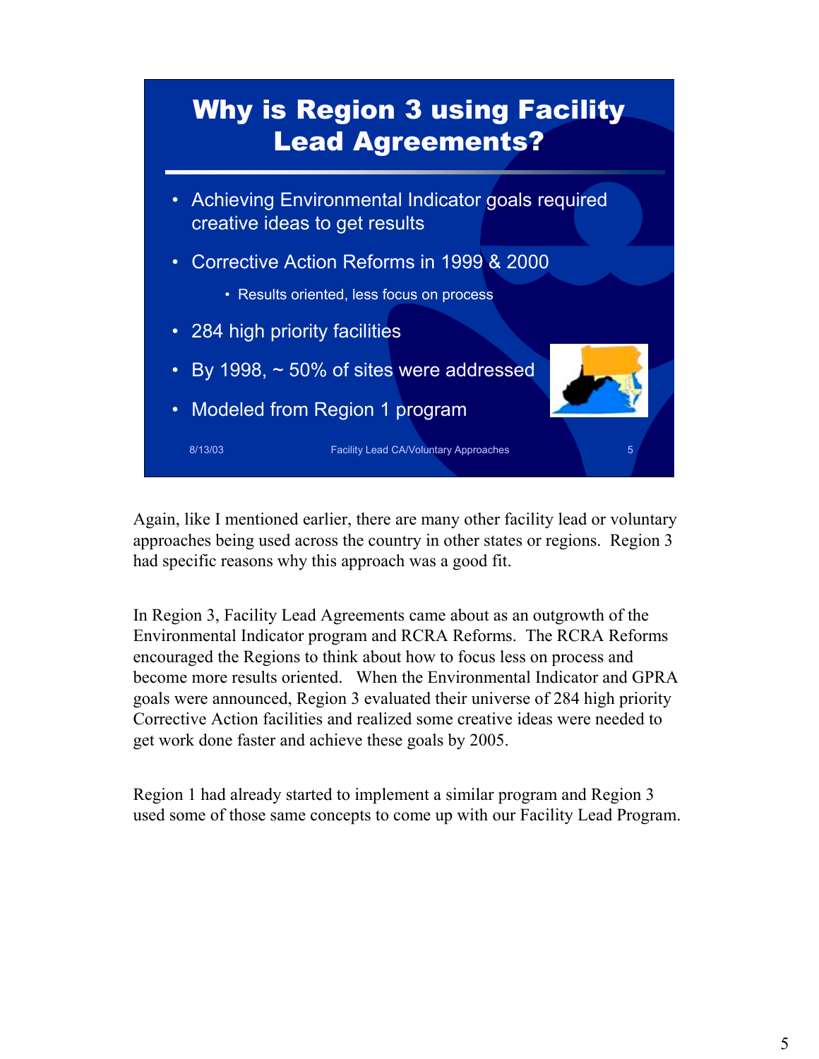# Why is Region 3 using Facility Lead Agreements?

- Achieving Environmental Indicator goals required creative ideas to get results
- Corrective Action Reforms in 1999 & 2000
  - Results oriented, less focus on process
- 284 high priority facilities
- By 1998, ~ 50% of sites were addressed
- Modeled from Region 1 program

8/13/03 Facility Lead CA/Voluntary Approaches 5

Again, like I mentioned earlier, there are many other facility lead or voluntary approaches being used across the country in other states or regions. Region 3 had specific reasons why this approach was a good fit.

In Region 3, Facility Lead Agreements came about as an outgrowth of the Environmental Indicator program and RCRA Reforms. The RCRA Reforms encouraged the Regions to think about how to focus less on process and become more results oriented. When the Environmental Indicator and GPRA goals were announced, Region 3 evaluated their universe of 284 high priority Corrective Action facilities and realized some creative ideas were needed to get work done faster and achieve these goals by 2005.

Region 1 had already started to implement a similar program and Region 3 used some of those same concepts to come up with our Facility Lead Program.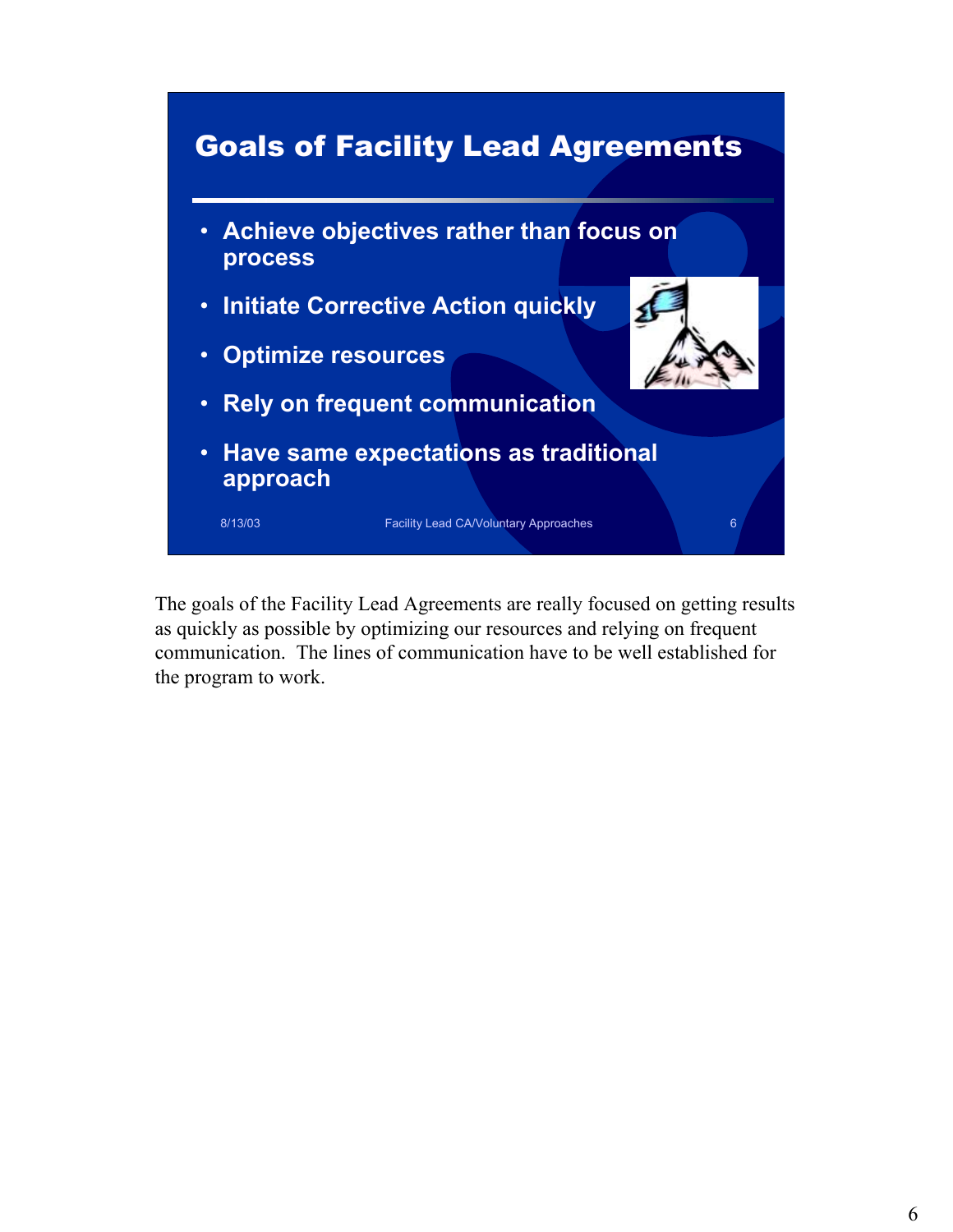## Goals of Facility Lead Agreements

- Achieve objectives rather than focus on process
- Initiate Corrective Action quickly
- Optimize resources
- Rely on frequent communication
- Have same expectations as traditional approach

8/13/03 Facility Lead CA/Voluntary Approaches 6

The goals of the Facility Lead Agreements are really focused on getting results as quickly as possible by optimizing our resources and relying on frequent communication. The lines of communication have to be well established for the program to work.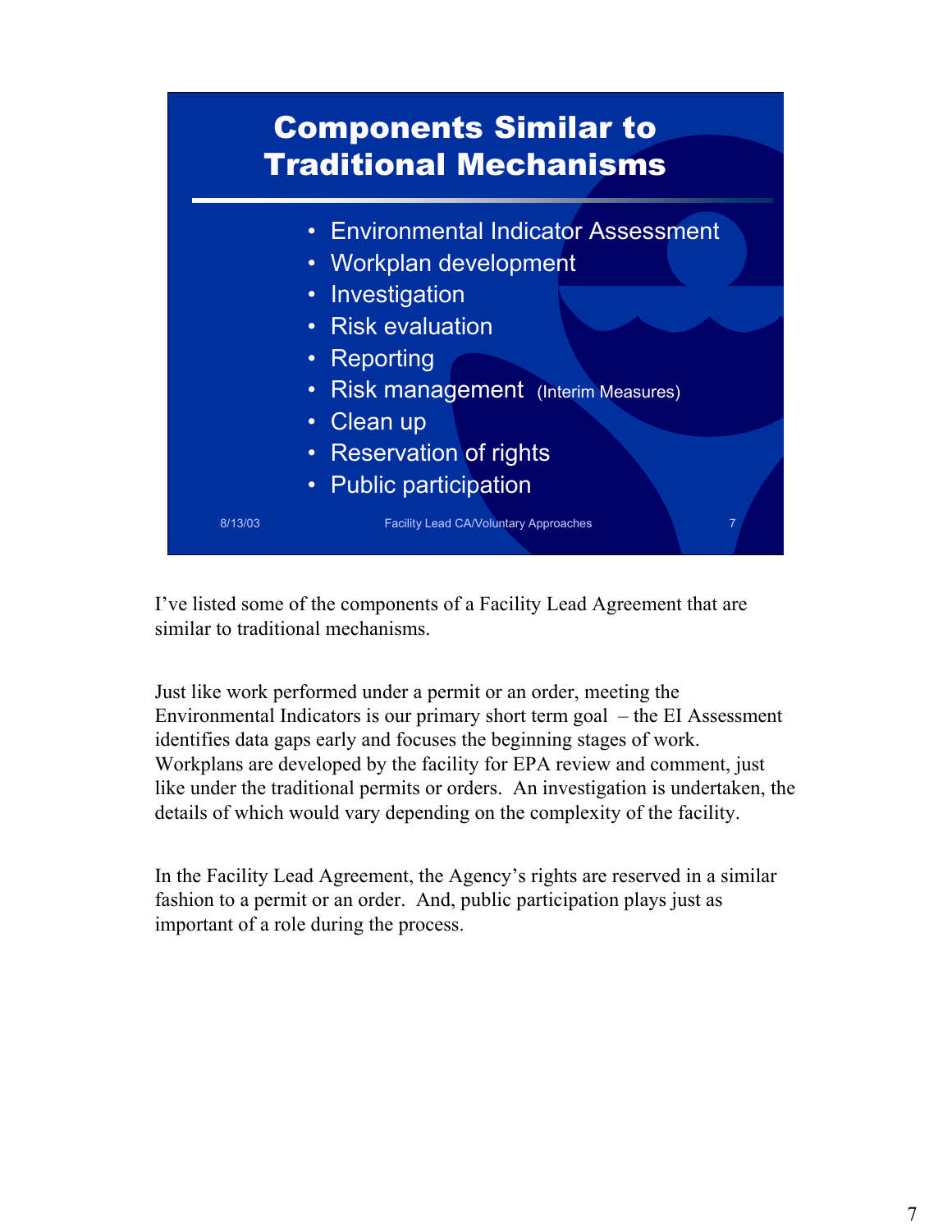## Components Similar to Traditional Mechanisms

- Environmental Indicator Assessment
- Workplan development
- Investigation
- Risk evaluation
- Reporting
- Risk management (Interim Measures)
- Clean up
- Reservation of rights
- Public participation

8/13/03 Facility Lead CA/Voluntary Approaches 7

I've listed some of the components of a Facility Lead Agreement that are similar to traditional mechanisms.

Just like work performed under a permit or an order, meeting the Environmental Indicators is our primary short term goal – the EI Assessment identifies data gaps early and focuses the beginning stages of work. Workplans are developed by the facility for EPA review and comment, just like under the traditional permits or orders. An investigation is undertaken, the details of which would vary depending on the complexity of the facility.

In the Facility Lead Agreement, the Agency's rights are reserved in a similar fashion to a permit or an order. And, public participation plays just as important of a role during the process.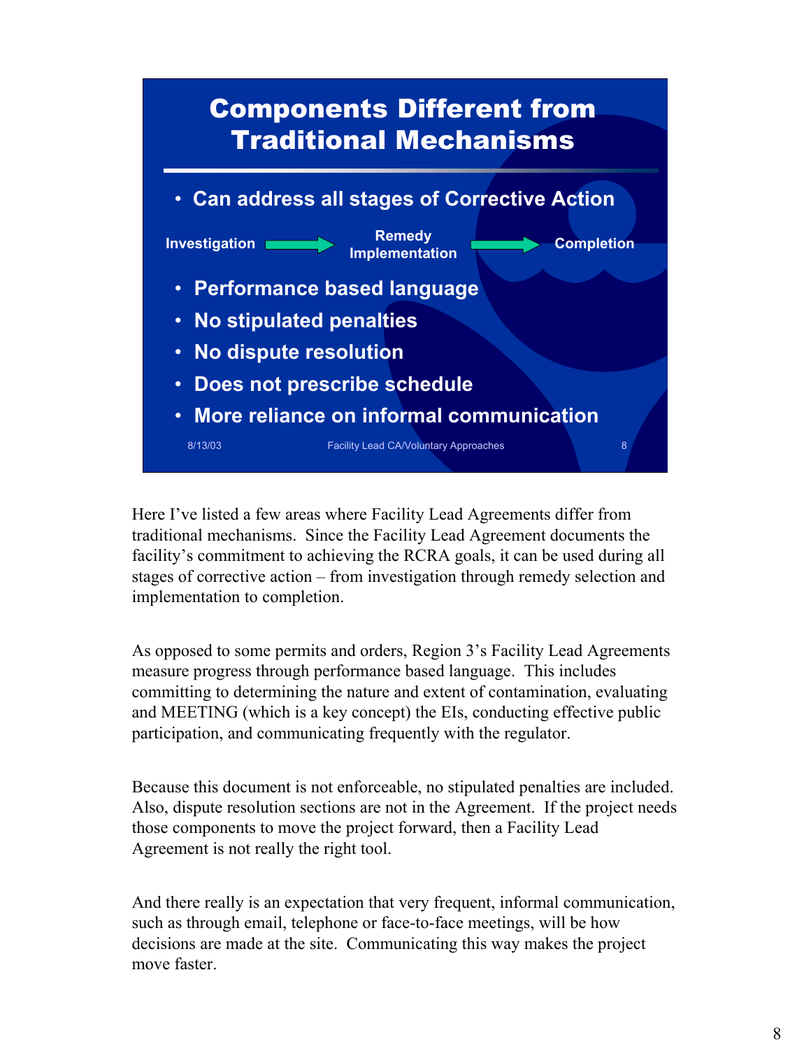## Components Different from Traditional Mechanisms

- Can address all stages of Corrective Action

Investigation → Remedy Implementation → Completion

- Performance based language
- No stipulated penalties
- No dispute resolution
- Does not prescribe schedule
- More reliance on informal communication

8/13/03 Facility Lead CA/Voluntary Approaches 8

Here I've listed a few areas where Facility Lead Agreements differ from traditional mechanisms. Since the Facility Lead Agreement documents the facility's commitment to achieving the RCRA goals, it can be used during all stages of corrective action – from investigation through remedy selection and implementation to completion.

As opposed to some permits and orders, Region 3's Facility Lead Agreements measure progress through performance based language. This includes committing to determining the nature and extent of contamination, evaluating and MEETING (which is a key concept) the EIs, conducting effective public participation, and communicating frequently with the regulator.

Because this document is not enforceable, no stipulated penalties are included. Also, dispute resolution sections are not in the Agreement. If the project needs those components to move the project forward, then a Facility Lead Agreement is not really the right tool.

And there really is an expectation that very frequent, informal communication, such as through email, telephone or face-to-face meetings, will be how decisions are made at the site. Communicating this way makes the project move faster.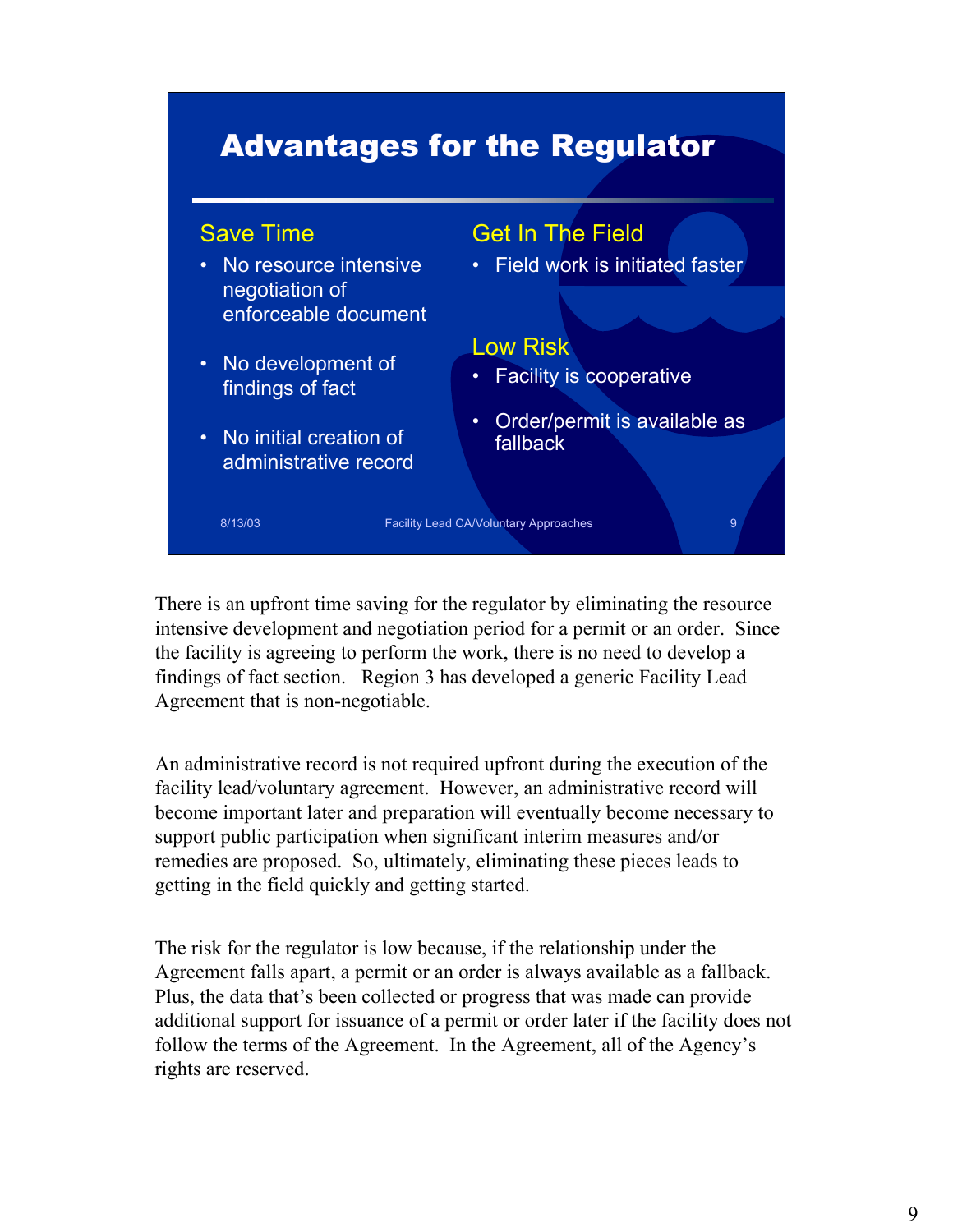## Advantages for the Regulator

**Save Time**

- No resource intensive negotiation of enforceable document
- No development of findings of fact
- No initial creation of administrative record

**Get In The Field**

- Field work is initiated faster

**Low Risk**

- Facility is cooperative
- Order/permit is available as fallback

8/13/03 Facility Lead CA/Voluntary Approaches 9

There is an upfront time saving for the regulator by eliminating the resource intensive development and negotiation period for a permit or an order. Since the facility is agreeing to perform the work, there is no need to develop a findings of fact section. Region 3 has developed a generic Facility Lead Agreement that is non-negotiable.

An administrative record is not required upfront during the execution of the facility lead/voluntary agreement. However, an administrative record will become important later and preparation will eventually become necessary to support public participation when significant interim measures and/or remedies are proposed. So, ultimately, eliminating these pieces leads to getting in the field quickly and getting started.

The risk for the regulator is low because, if the relationship under the Agreement falls apart, a permit or an order is always available as a fallback. Plus, the data that's been collected or progress that was made can provide additional support for issuance of a permit or order later if the facility does not follow the terms of the Agreement. In the Agreement, all of the Agency's rights are reserved.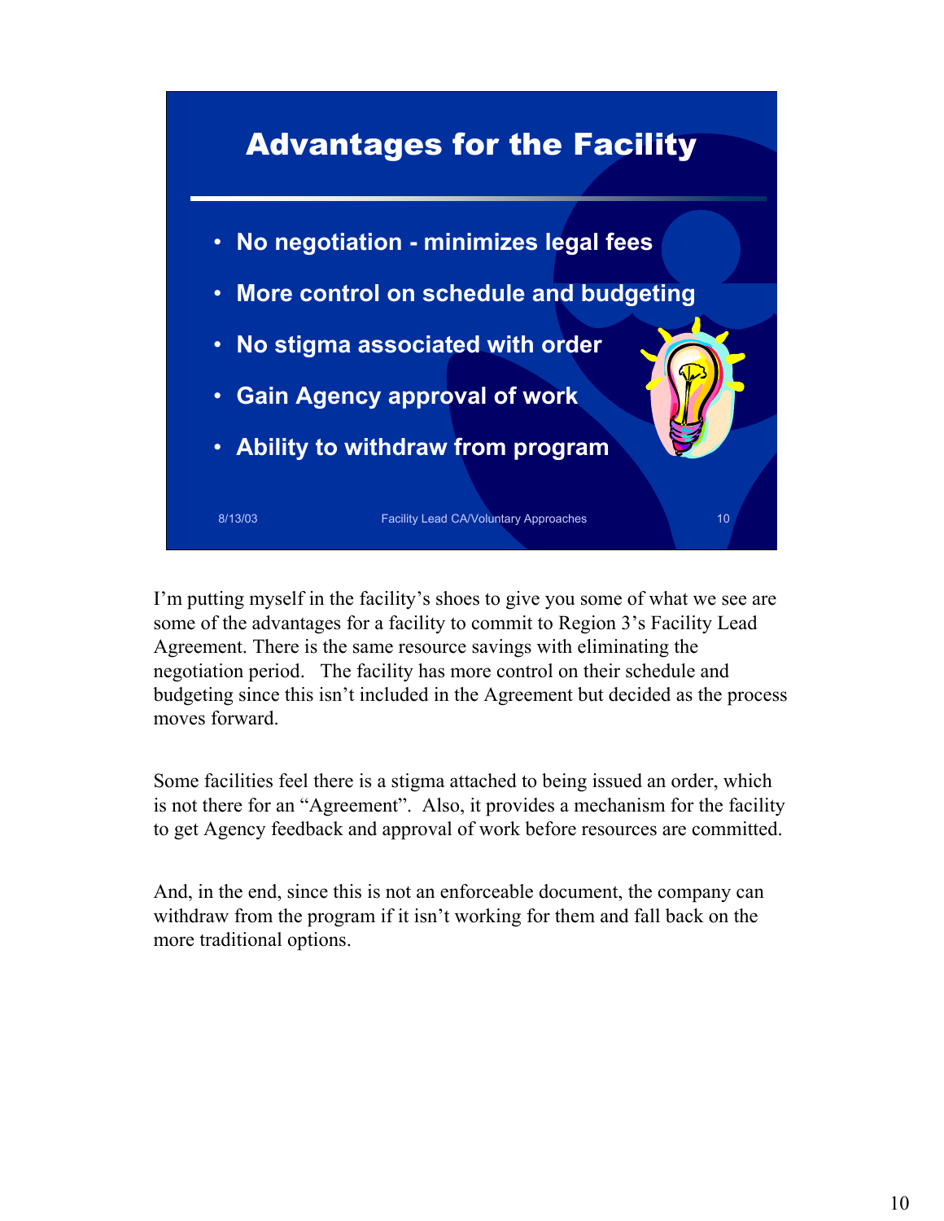## Advantages for the Facility

- No negotiation - minimizes legal fees
- More control on schedule and budgeting
- No stigma associated with order
- Gain Agency approval of work
- Ability to withdraw from program

8/13/03 Facility Lead CA/Voluntary Approaches 10

I'm putting myself in the facility's shoes to give you some of what we see are some of the advantages for a facility to commit to Region 3's Facility Lead Agreement. There is the same resource savings with eliminating the negotiation period. The facility has more control on their schedule and budgeting since this isn't included in the Agreement but decided as the process moves forward.

Some facilities feel there is a stigma attached to being issued an order, which is not there for an "Agreement". Also, it provides a mechanism for the facility to get Agency feedback and approval of work before resources are committed.

And, in the end, since this is not an enforceable document, the company can withdraw from the program if it isn't working for them and fall back on the more traditional options.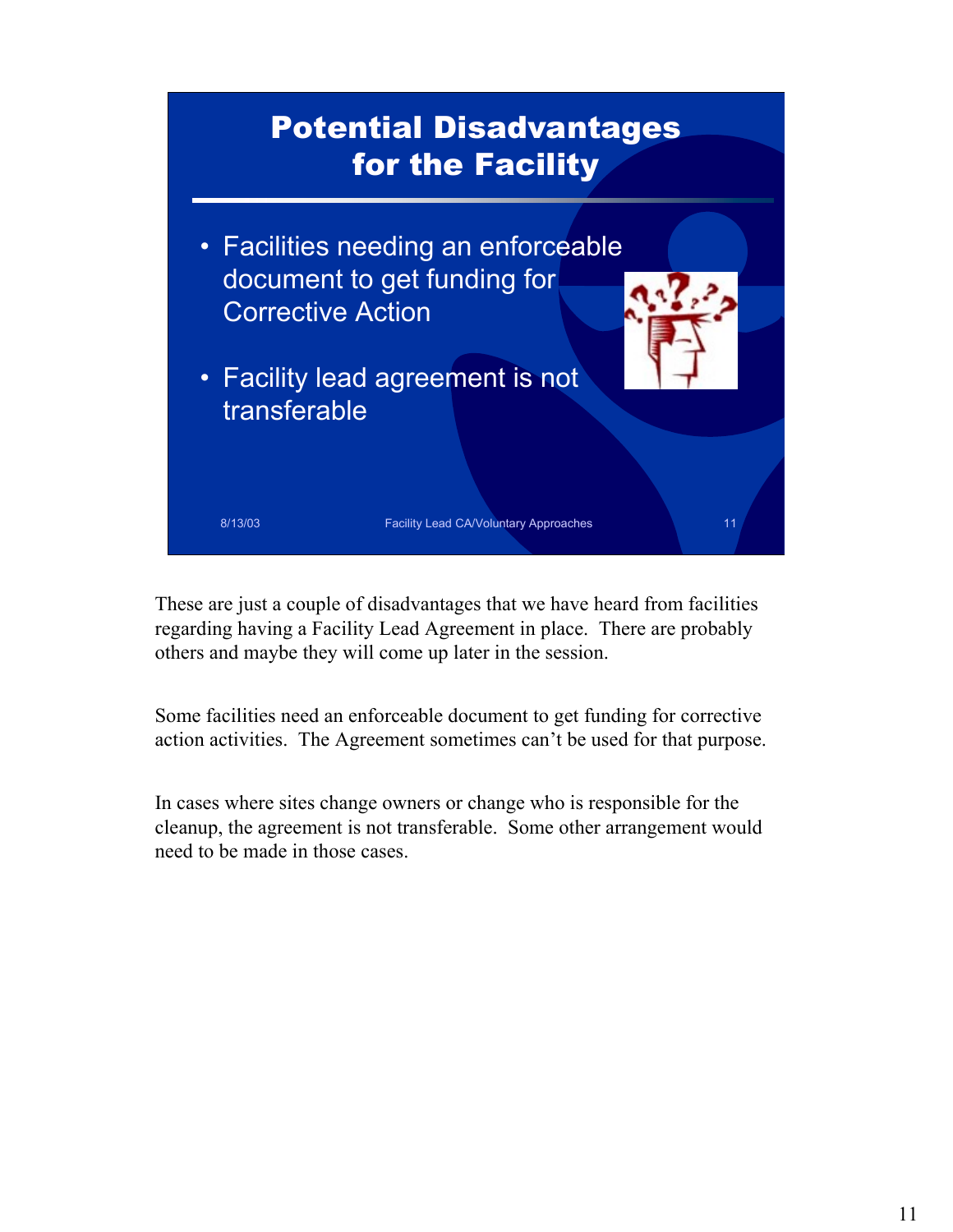## Potential Disadvantages for the Facility

- Facilities needing an enforceable document to get funding for Corrective Action
- Facility lead agreement is not transferable

8/13/03 Facility Lead CA/Voluntary Approaches 11

These are just a couple of disadvantages that we have heard from facilities regarding having a Facility Lead Agreement in place. There are probably others and maybe they will come up later in the session.

Some facilities need an enforceable document to get funding for corrective action activities. The Agreement sometimes can't be used for that purpose.

In cases where sites change owners or change who is responsible for the cleanup, the agreement is not transferable. Some other arrangement would need to be made in those cases.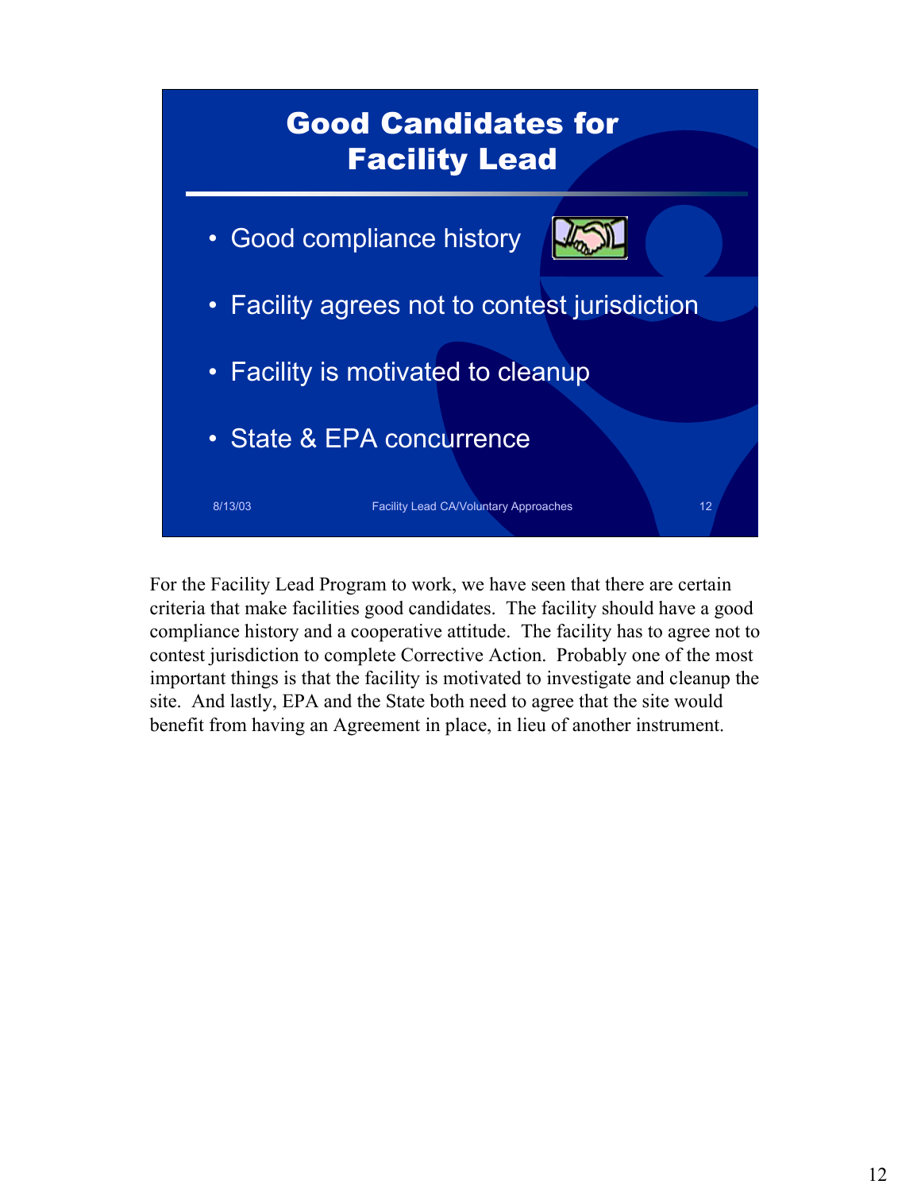## Good Candidates for Facility Lead

- Good compliance history
- Facility agrees not to contest jurisdiction
- Facility is motivated to cleanup
- State & EPA concurrence

8/13/03 Facility Lead CA/Voluntary Approaches 12

For the Facility Lead Program to work, we have seen that there are certain criteria that make facilities good candidates. The facility should have a good compliance history and a cooperative attitude. The facility has to agree not to contest jurisdiction to complete Corrective Action. Probably one of the most important things is that the facility is motivated to investigate and cleanup the site. And lastly, EPA and the State both need to agree that the site would benefit from having an Agreement in place, in lieu of another instrument.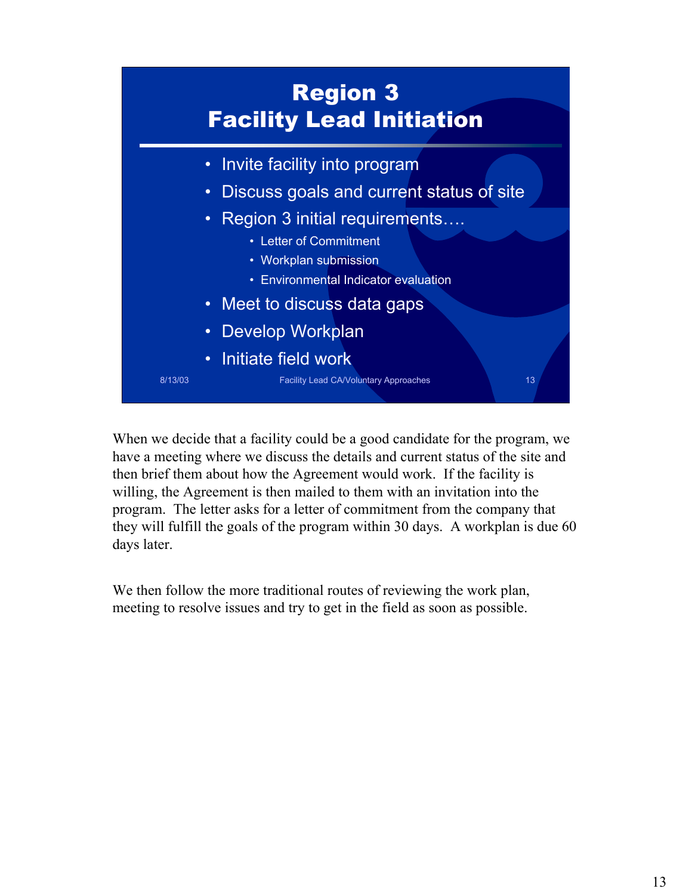# Region 3 Facility Lead Initiation

- Invite facility into program
- Discuss goals and current status of site
- Region 3 initial requirements….
  - Letter of Commitment
  - Workplan submission
  - Environmental Indicator evaluation
- Meet to discuss data gaps
- Develop Workplan
- Initiate field work

8/13/03 Facility Lead CA/Voluntary Approaches 13

When we decide that a facility could be a good candidate for the program, we have a meeting where we discuss the details and current status of the site and then brief them about how the Agreement would work. If the facility is willing, the Agreement is then mailed to them with an invitation into the program. The letter asks for a letter of commitment from the company that they will fulfill the goals of the program within 30 days. A workplan is due 60 days later.

We then follow the more traditional routes of reviewing the work plan, meeting to resolve issues and try to get in the field as soon as possible.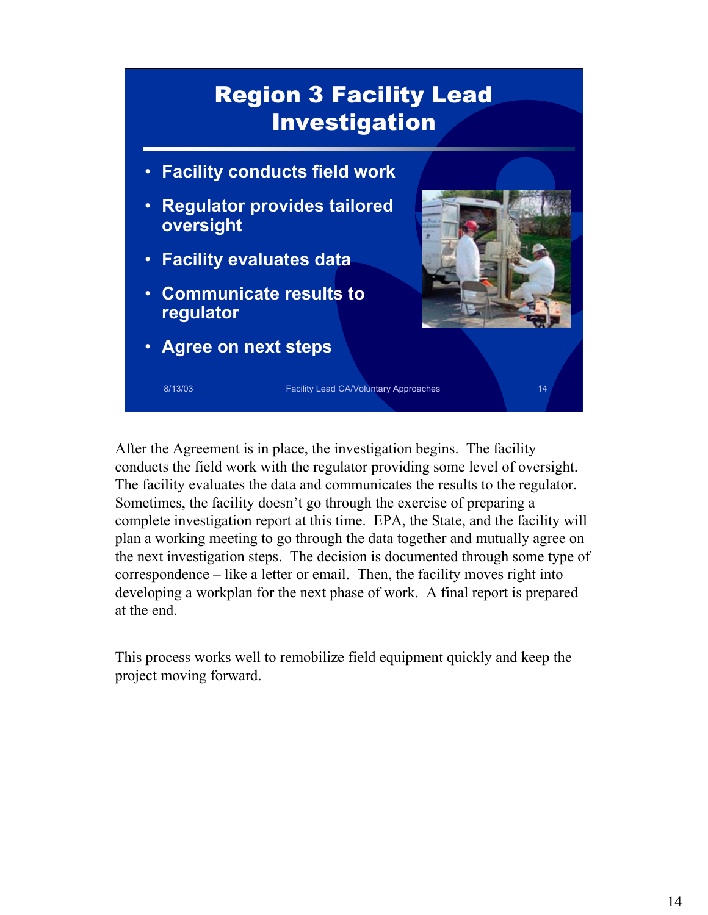## Region 3 Facility Lead Investigation

- Facility conducts field work
- Regulator provides tailored oversight
- Facility evaluates data
- Communicate results to regulator
- Agree on next steps

8/13/03 Facility Lead CA/Voluntary Approaches 14

After the Agreement is in place, the investigation begins. The facility conducts the field work with the regulator providing some level of oversight. The facility evaluates the data and communicates the results to the regulator. Sometimes, the facility doesn't go through the exercise of preparing a complete investigation report at this time. EPA, the State, and the facility will plan a working meeting to go through the data together and mutually agree on the next investigation steps. The decision is documented through some type of correspondence – like a letter or email. Then, the facility moves right into developing a workplan for the next phase of work. A final report is prepared at the end.

This process works well to remobilize field equipment quickly and keep the project moving forward.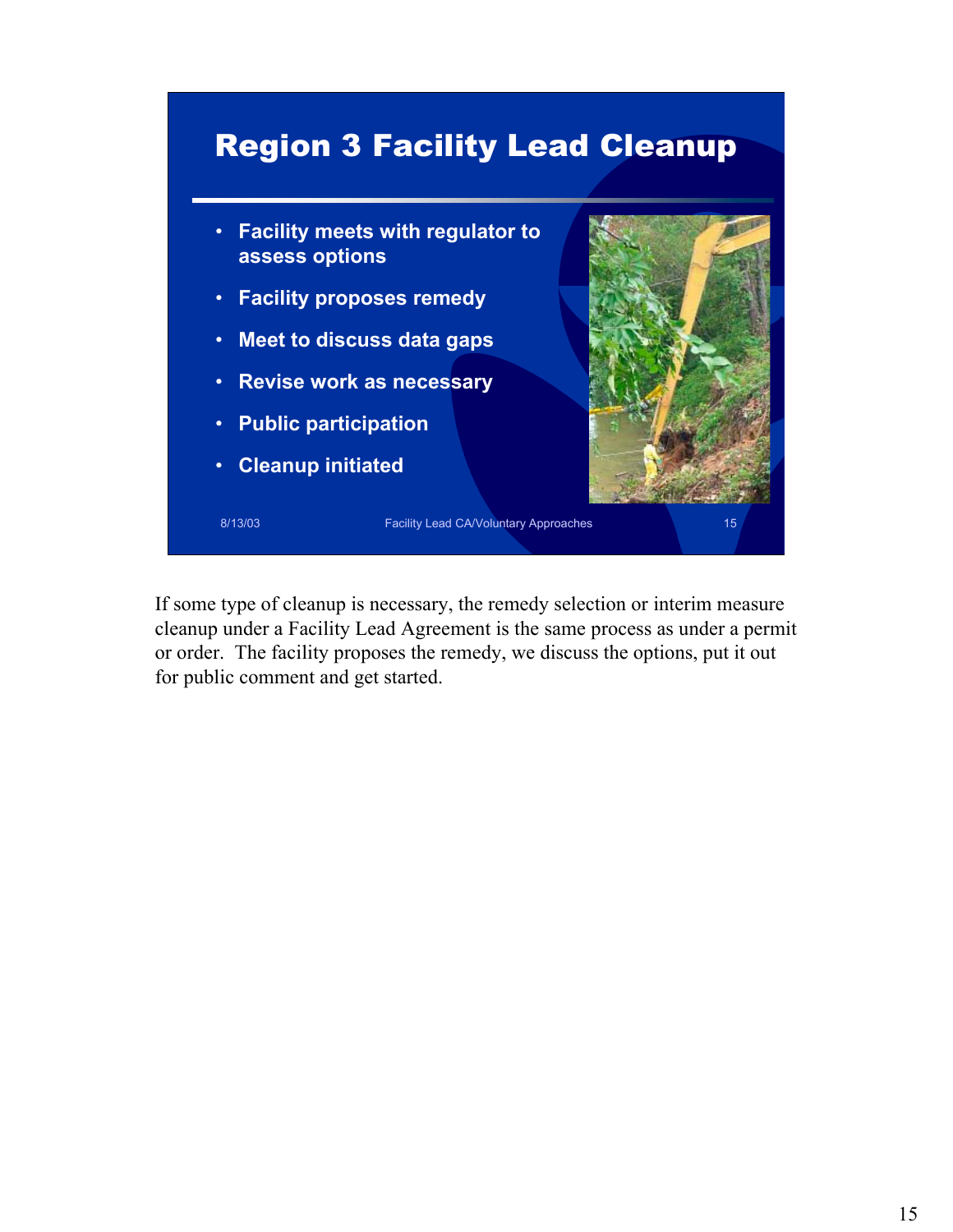# Region 3 Facility Lead Cleanup

- Facility meets with regulator to assess options
- Facility proposes remedy
- Meet to discuss data gaps
- Revise work as necessary
- Public participation
- Cleanup initiated

8/13/03 Facility Lead CA/Voluntary Approaches 15

If some type of cleanup is necessary, the remedy selection or interim measure cleanup under a Facility Lead Agreement is the same process as under a permit or order. The facility proposes the remedy, we discuss the options, put it out for public comment and get started.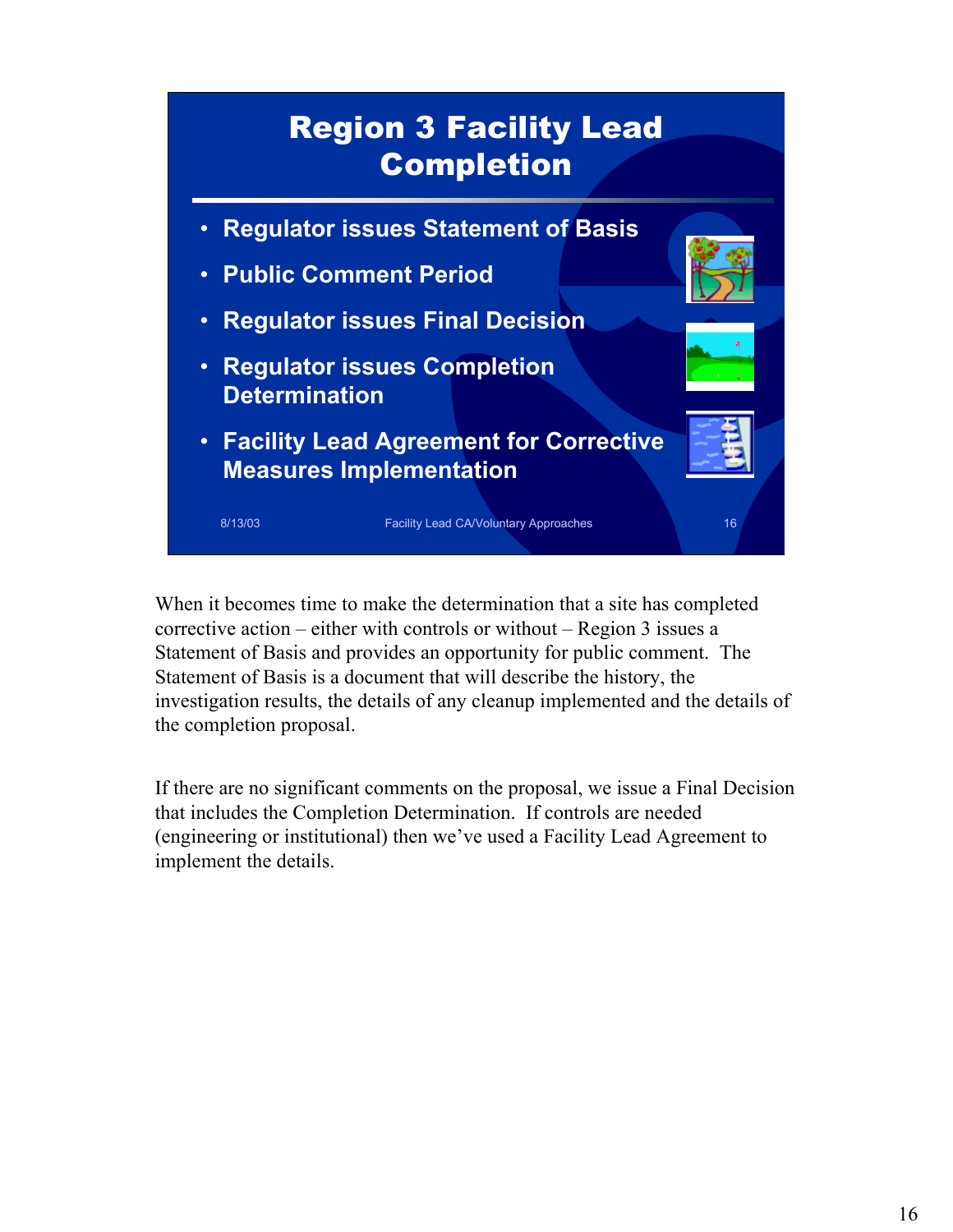# Region 3 Facility Lead Completion

- Regulator issues Statement of Basis
- Public Comment Period
- Regulator issues Final Decision
- Regulator issues Completion Determination
- Facility Lead Agreement for Corrective Measures Implementation

8/13/03 Facility Lead CA/Voluntary Approaches 16

When it becomes time to make the determination that a site has completed corrective action – either with controls or without – Region 3 issues a Statement of Basis and provides an opportunity for public comment. The Statement of Basis is a document that will describe the history, the investigation results, the details of any cleanup implemented and the details of the completion proposal.

If there are no significant comments on the proposal, we issue a Final Decision that includes the Completion Determination. If controls are needed (engineering or institutional) then we've used a Facility Lead Agreement to implement the details.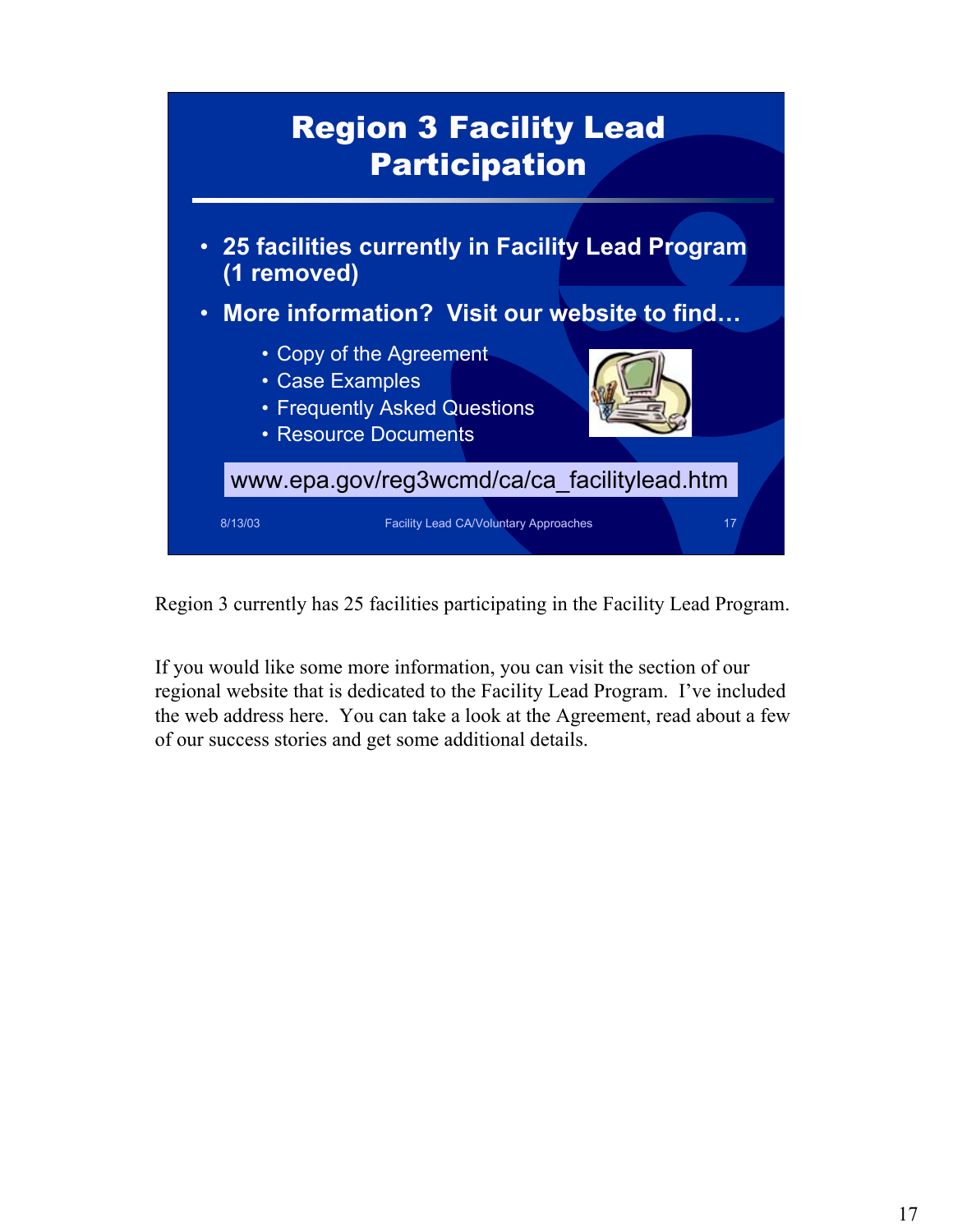# Region 3 Facility Lead Participation

- **25 facilities currently in Facility Lead Program (1 removed)**
- **More information? Visit our website to find…**
  - Copy of the Agreement
  - Case Examples
  - Frequently Asked Questions
  - Resource Documents

www.epa.gov/reg3wcmd/ca/ca_facilitylead.htm

8/13/03 Facility Lead CA/Voluntary Approaches 17

Region 3 currently has 25 facilities participating in the Facility Lead Program.

If you would like some more information, you can visit the section of our regional website that is dedicated to the Facility Lead Program. I've included the web address here. You can take a look at the Agreement, read about a few of our success stories and get some additional details.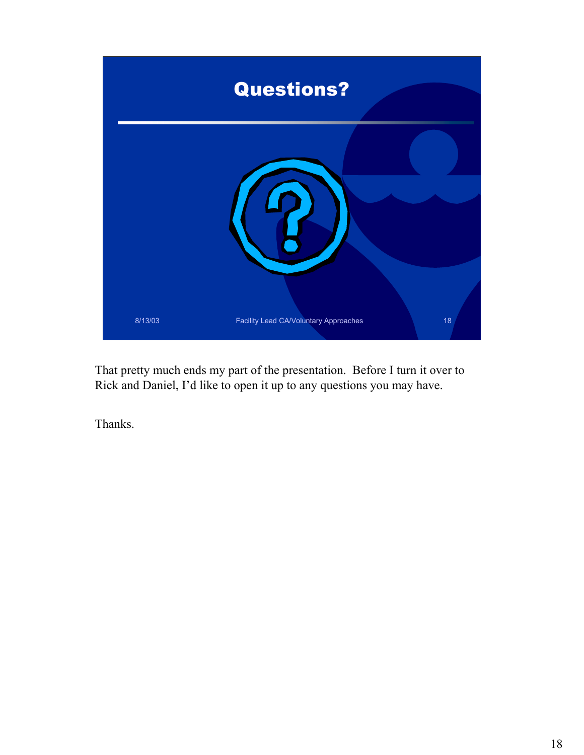# Questions?

8/13/03 Facility Lead CA/Voluntary Approaches 18

That pretty much ends my part of the presentation. Before I turn it over to Rick and Daniel, I'd like to open it up to any questions you may have.

Thanks.